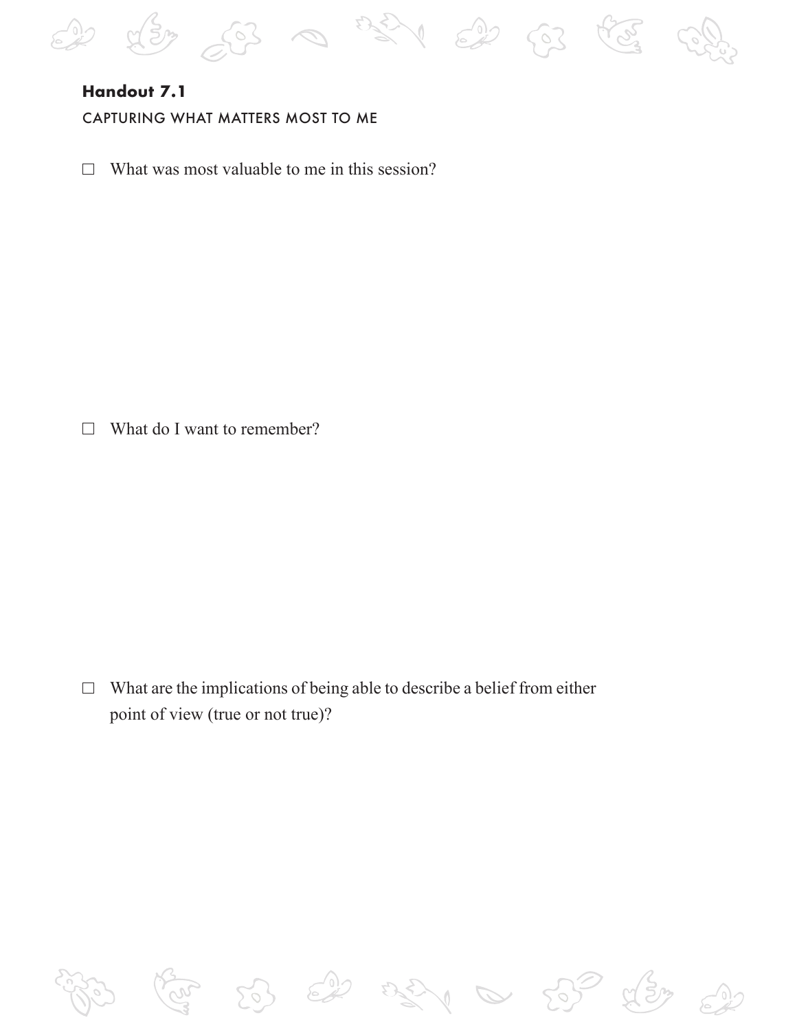**Handout 7.1**

CAPTURING WHAT MATTERS MOST TO ME

- ☐ What was most valuable to me in this session?

- ☐ What do I want to remember?

- ☐ What are the implications of being able to describe a belief from either point of view (true or not true)?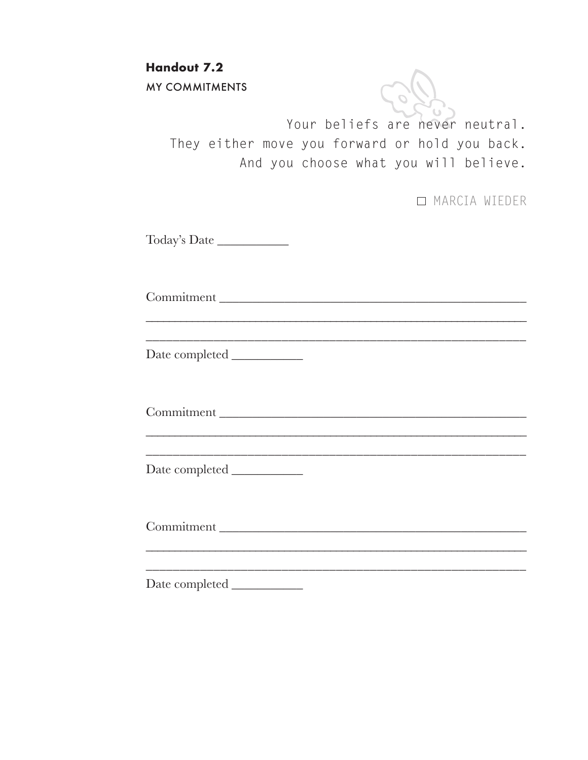**Handout 7.2**

MY COMMITMENTS

> Your beliefs are never neutral.
> They either move you forward or hold you back.
> And you choose what you will believe.
>
> □ MARCIA WIEDER

Today's Date ___________

Commitment ______________________________________________

_________________________________________________________

_________________________________________________________

Date completed ___________

Commitment ______________________________________________

_________________________________________________________

_________________________________________________________

Date completed ___________

Commitment ______________________________________________

_________________________________________________________

_________________________________________________________

Date completed ___________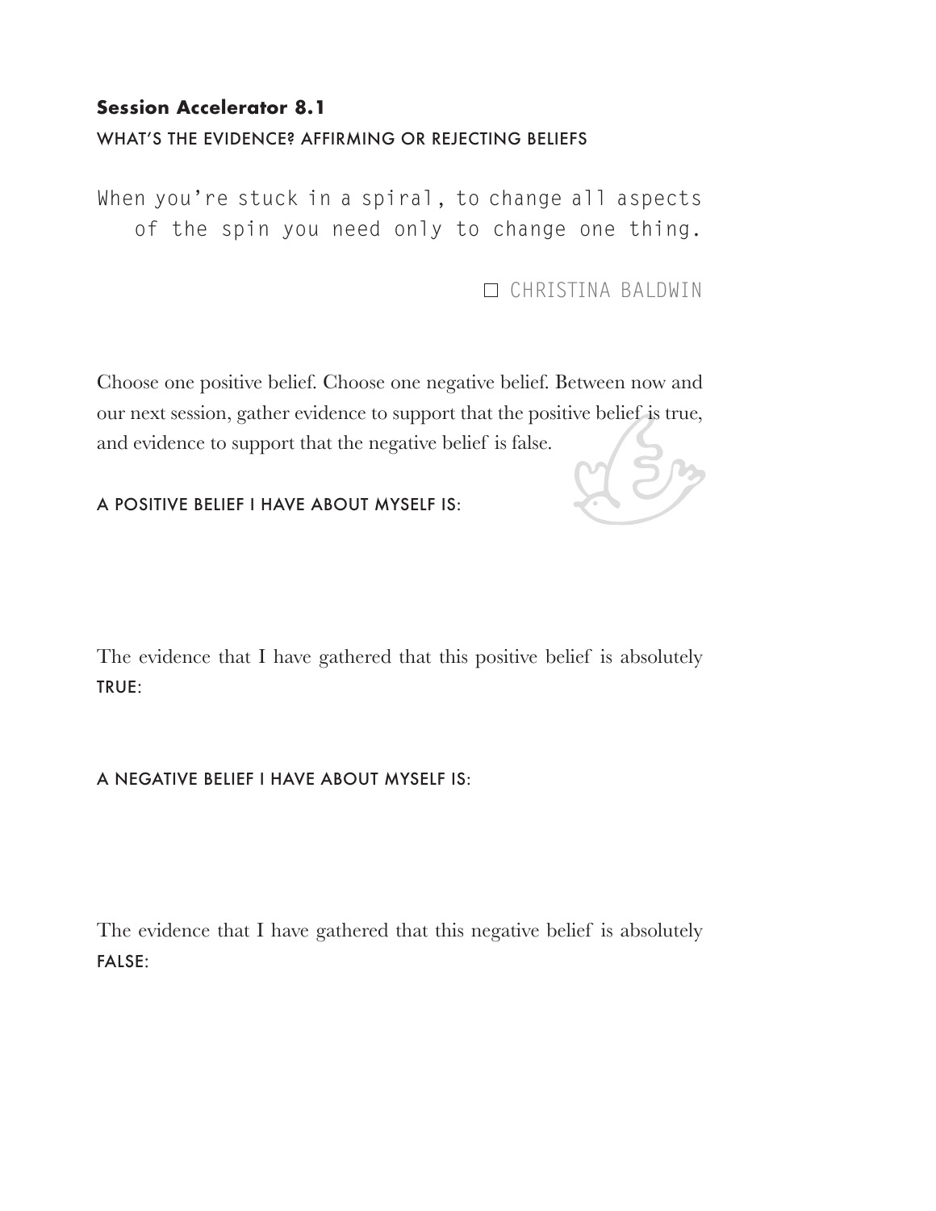## Session Accelerator 8.1

WHAT'S THE EVIDENCE? AFFIRMING OR REJECTING BELIEFS

> When you're stuck in a spiral, to change all aspects of the spin you need only to change one thing.
>
> — CHRISTINA BALDWIN

Choose one positive belief. Choose one negative belief. Between now and our next session, gather evidence to support that the positive belief is true, and evidence to support that the negative belief is false.

A POSITIVE BELIEF I HAVE ABOUT MYSELF IS:

The evidence that I have gathered that this positive belief is absolutely TRUE:

A NEGATIVE BELIEF I HAVE ABOUT MYSELF IS:

The evidence that I have gathered that this negative belief is absolutely FALSE: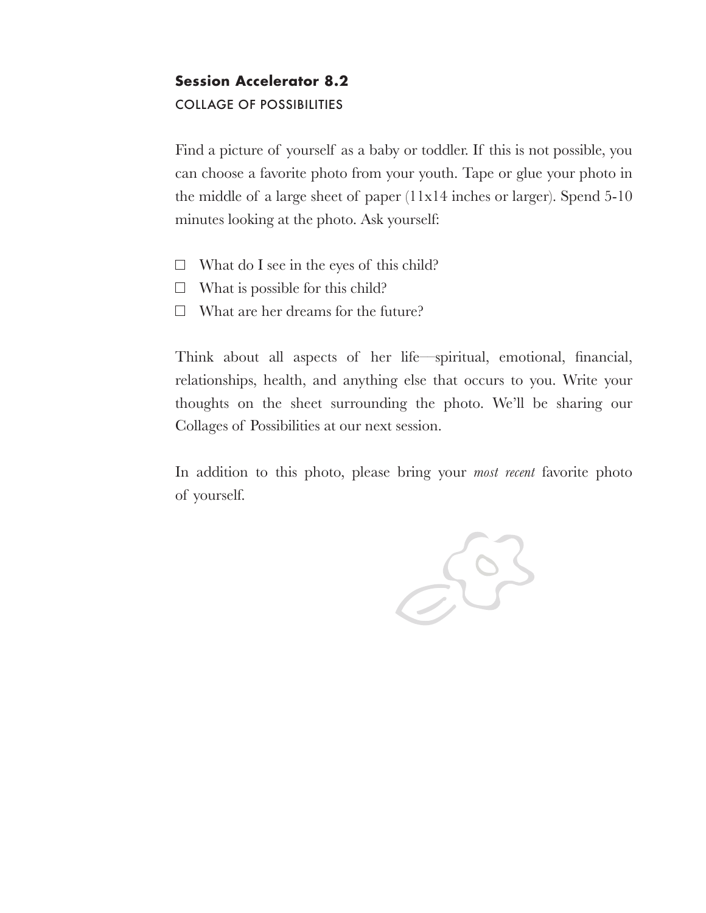**Session Accelerator 8.2**

COLLAGE OF POSSIBILITIES

Find a picture of yourself as a baby or toddler. If this is not possible, you can choose a favorite photo from your youth. Tape or glue your photo in the middle of a large sheet of paper (11x14 inches or larger). Spend 5-10 minutes looking at the photo. Ask yourself:

- [ ] What do I see in the eyes of this child?
- [ ] What is possible for this child?
- [ ] What are her dreams for the future?

Think about all aspects of her life—spiritual, emotional, financial, relationships, health, and anything else that occurs to you. Write your thoughts on the sheet surrounding the photo. We'll be sharing our Collages of Possibilities at our next session.

In addition to this photo, please bring your *most recent* favorite photo of yourself.